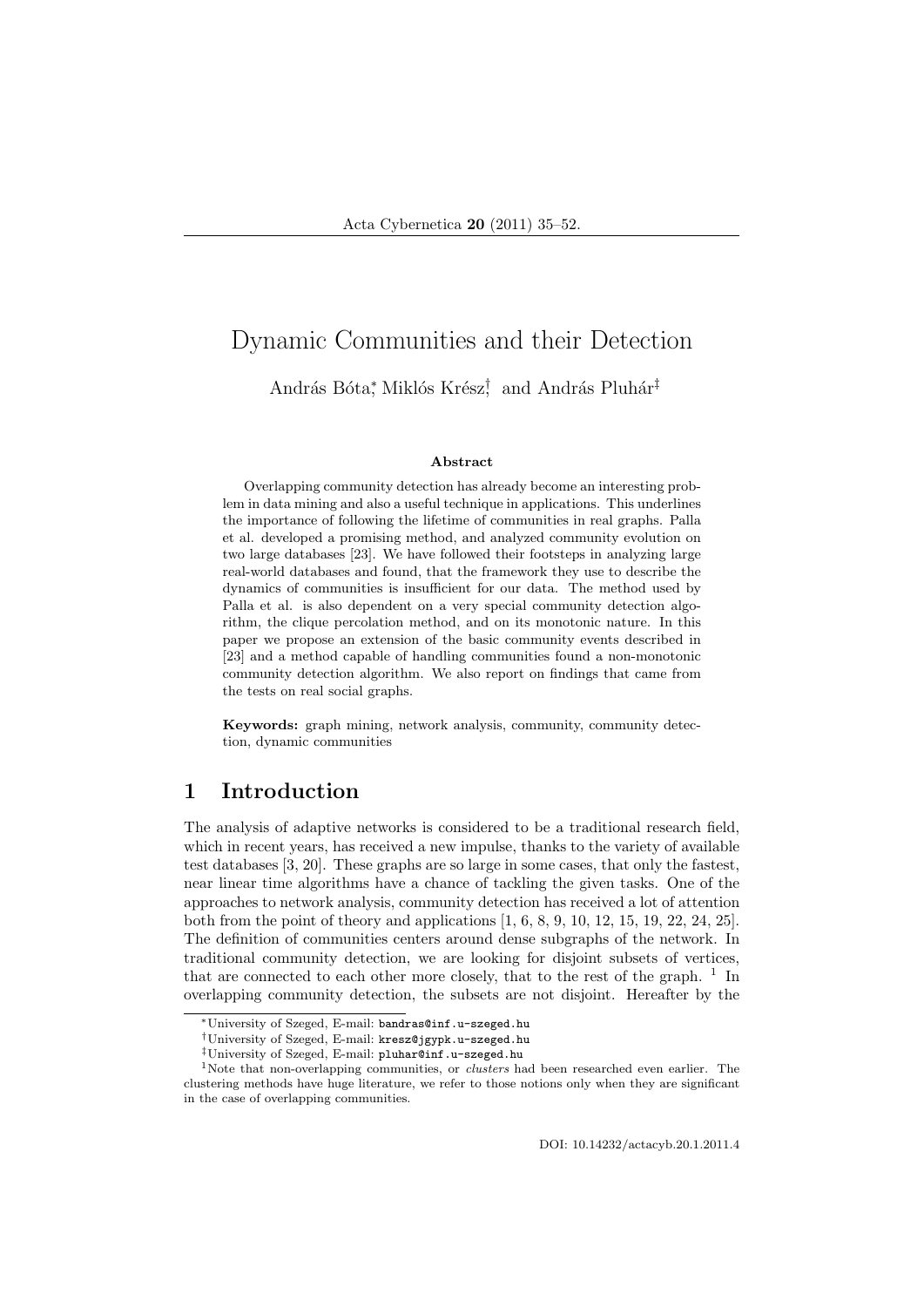# Dynamic Communities and their Detection

András Bóta[*], Miklós Krész[†], and András Pluhár[‡]

### Abstract

Overlapping community detection has already become an interesting problem in data mining and also a useful technique in applications. This underlines the importance of following the lifetime of communities in real graphs. Palla et al. developed a promising method, and analyzed community evolution on two large databases [23]. We have followed their footsteps in analyzing large real-world databases and found, that the framework they use to describe the dynamics of communities is insufficient for our data. The method used by Palla et al. is also dependent on a very special community detection algorithm, the clique percolation method, and on its monotonic nature. In this paper we propose an extension of the basic community events described in [23] and a method capable of handling communities found a non-monotonic community detection algorithm. We also report on findings that came from the tests on real social graphs.

**Keywords:** graph mining, network analysis, community, community detection, dynamic communities

## 1 Introduction

The analysis of adaptive networks is considered to be a traditional research field, which in recent years, has received a new impulse, thanks to the variety of available test databases [3, 20]. These graphs are so large in some cases, that only the fastest, near linear time algorithms have a chance of tackling the given tasks. One of the approaches to network analysis, community detection has received a lot of attention both from the point of theory and applications [1, 6, 8, 9, 10, 12, 15, 19, 22, 24, 25]. The definition of communities centers around dense subgraphs of the network. In traditional community detection, we are looking for disjoint subsets of vertices, that are connected to each other more closely, that to the rest of the graph. [1] In overlapping community detection, the subsets are not disjoint. Hereafter by the

---

[*] University of Szeged, E-mail: bandras@inf.u-szeged.hu

[†] University of Szeged, E-mail: kresz@jgypk.u-szeged.hu

[‡] University of Szeged, E-mail: pluhar@inf.u-szeged.hu

[1] Note that non-overlapping communities, or *clusters* had been researched even earlier. The clustering methods have huge literature, we refer to those notions only when they are significant in the case of overlapping communities.

DOI: 10.14232/actacyb.20.1.2011.4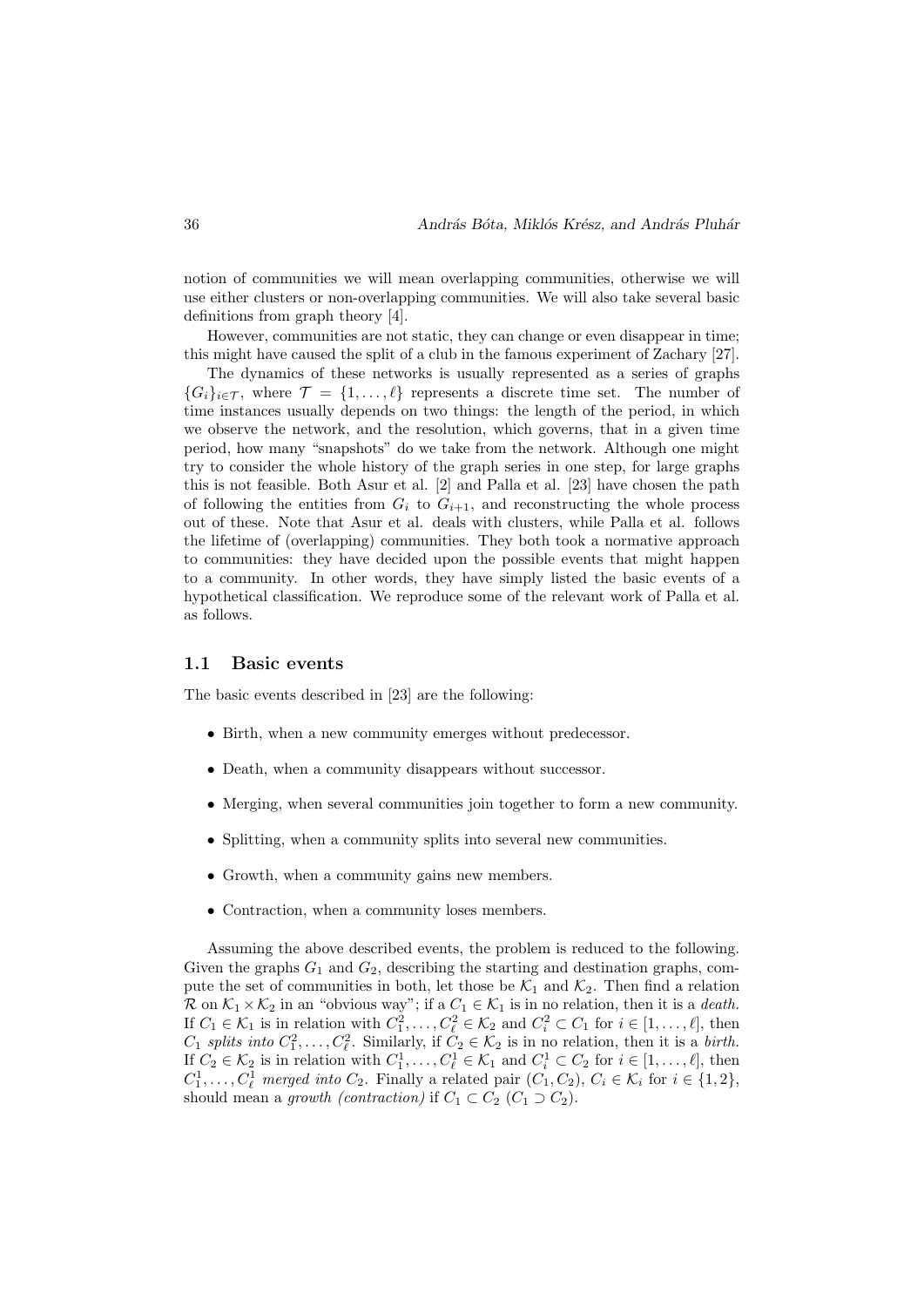notion of communities we will mean overlapping communities, otherwise we will use either clusters or non-overlapping communities. We will also take several basic definitions from graph theory [4].

However, communities are not static, they can change or even disappear in time; this might have caused the split of a club in the famous experiment of Zachary [27].

The dynamics of these networks is usually represented as a series of graphs $\{G_i\}_{i \in \mathcal{T}}$, where $\mathcal{T} = \{1, \ldots, \ell\}$ represents a discrete time set. The number of time instances usually depends on two things: the length of the period, in which we observe the network, and the resolution, which governs, that in a given time period, how many "snapshots" do we take from the network. Although one might try to consider the whole history of the graph series in one step, for large graphs this is not feasible. Both Asur et al. [2] and Palla et al. [23] have chosen the path of following the entities from $G_i$ to $G_{i+1}$, and reconstructing the whole process out of these. Note that Asur et al. deals with clusters, while Palla et al. follows the lifetime of (overlapping) communities. They both took a normative approach to communities: they have decided upon the possible events that might happen to a community. In other words, they have simply listed the basic events of a hypothetical classification. We reproduce some of the relevant work of Palla et al. as follows.

## 1.1 Basic events

The basic events described in [23] are the following:

- Birth, when a new community emerges without predecessor.
- Death, when a community disappears without successor.
- Merging, when several communities join together to form a new community.
- Splitting, when a community splits into several new communities.
- Growth, when a community gains new members.
- Contraction, when a community loses members.

Assuming the above described events, the problem is reduced to the following. Given the graphs $G_1$ and $G_2$, describing the starting and destination graphs, compute the set of communities in both, let those be $\mathcal{K}_1$ and $\mathcal{K}_2$. Then find a relation $\mathcal{R}$ on $\mathcal{K}_1 \times \mathcal{K}_2$ in an "obvious way"; if a $C_1 \in \mathcal{K}_1$ is in no relation, then it is a *death*. If $C_1 \in \mathcal{K}_1$ is in relation with $C_1^2, \ldots, C_\ell^2 \in \mathcal{K}_2$ and $C_i^2 \subset C_1$ for $i \in [1, \ldots, \ell]$, then $C_1$ *splits into* $C_1^2, \ldots, C_\ell^2$. Similarly, if $C_2 \in \mathcal{K}_2$ is in no relation, then it is a *birth*. If $C_2 \in \mathcal{K}_2$ is in relation with $C_1^1, \ldots, C_\ell^1 \in \mathcal{K}_1$ and $C_i^1 \subset C_2$ for $i \in [1, \ldots, \ell]$, then $C_1^1, \ldots, C_\ell^1$ *merged into* $C_2$. Finally a related pair $(C_1, C_2)$, $C_i \in \mathcal{K}_i$ for $i \in \{1, 2\}$, should mean a *growth (contraction)* if $C_1 \subset C_2$ ($C_1 \supset C_2$).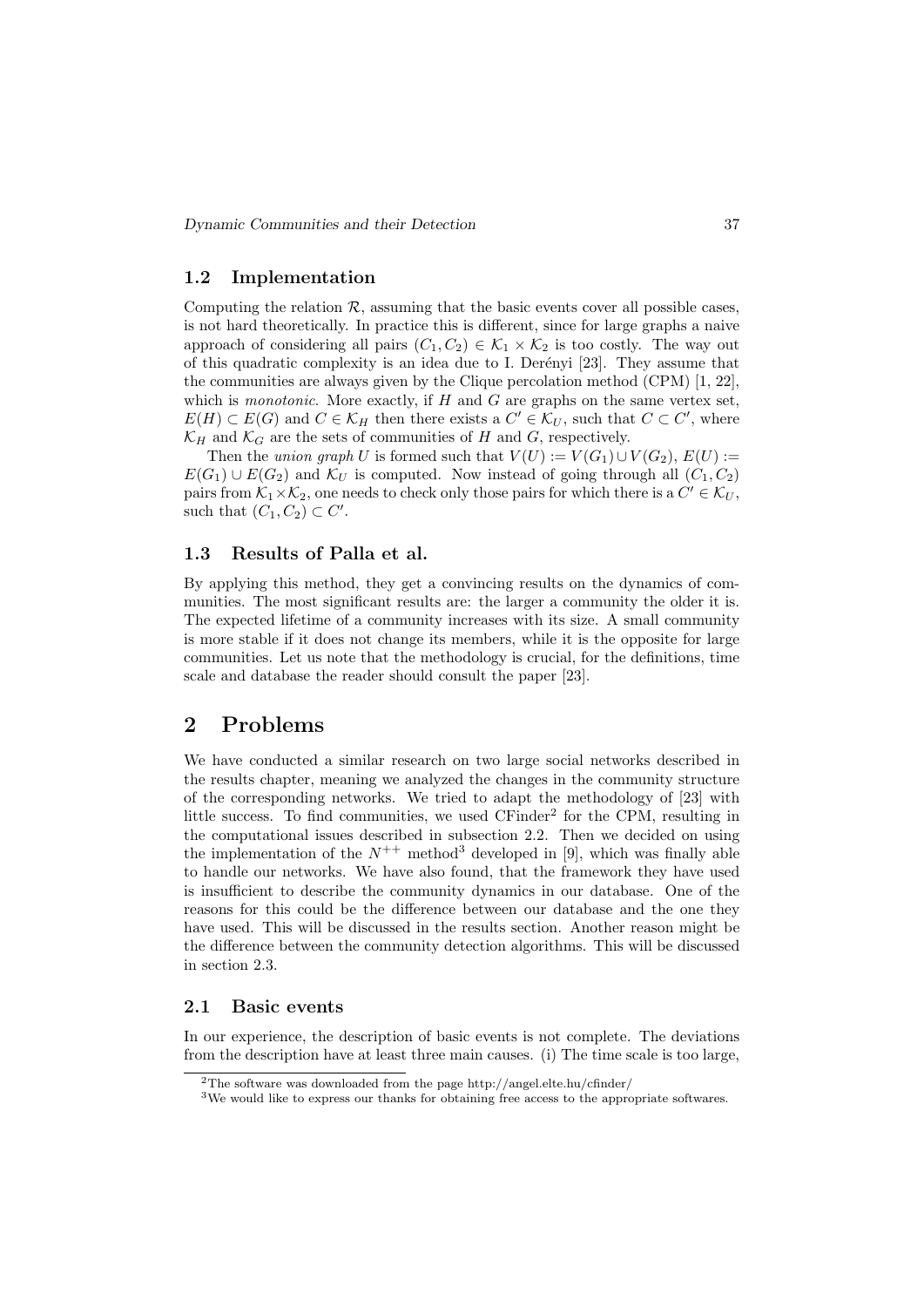### 1.2 Implementation

Computing the relation $\mathcal{R}$, assuming that the basic events cover all possible cases, is not hard theoretically. In practice this is different, since for large graphs a naive approach of considering all pairs $(C_1, C_2) \in \mathcal{K}_1 \times \mathcal{K}_2$ is too costly. The way out of this quadratic complexity is an idea due to I. Derényi [23]. They assume that the communities are always given by the Clique percolation method (CPM) [1, 22], which is *monotonic*. More exactly, if $H$ and $G$ are graphs on the same vertex set, $E(H) \subset E(G)$ and $C \in \mathcal{K}_H$ then there exists a $C' \in \mathcal{K}_U$, such that $C \subset C'$, where $\mathcal{K}_H$ and $\mathcal{K}_G$ are the sets of communities of $H$ and $G$, respectively.

Then the *union graph* $U$ is formed such that $V(U) := V(G_1) \cup V(G_2)$, $E(U) := E(G_1) \cup E(G_2)$ and $\mathcal{K}_U$ is computed. Now instead of going through all $(C_1, C_2)$ pairs from $\mathcal{K}_1 \times \mathcal{K}_2$, one needs to check only those pairs for which there is a $C' \in \mathcal{K}_U$, such that $(C_1, C_2) \subset C'$.

### 1.3 Results of Palla et al.

By applying this method, they get a convincing results on the dynamics of communities. The most significant results are: the larger a community the older it is. The expected lifetime of a community increases with its size. A small community is more stable if it does not change its members, while it is the opposite for large communities. Let us note that the methodology is crucial, for the definitions, time scale and database the reader should consult the paper [23].

## 2 Problems

We have conducted a similar research on two large social networks described in the results chapter, meaning we analyzed the changes in the community structure of the corresponding networks. We tried to adapt the methodology of [23] with little success. To find communities, we used CFinder[2] for the CPM, resulting in the computational issues described in subsection 2.2. Then we decided on using the implementation of the $N^{++}$ method[3] developed in [9], which was finally able to handle our networks. We have also found, that the framework they have used is insufficient to describe the community dynamics in our database. One of the reasons for this could be the difference between our database and the one they have used. This will be discussed in the results section. Another reason might be the difference between the community detection algorithms. This will be discussed in section 2.3.

### 2.1 Basic events

In our experience, the description of basic events is not complete. The deviations from the description have at least three main causes. (i) The time scale is too large,

[2] The software was downloaded from the page http://angel.elte.hu/cfinder/

[3] We would like to express our thanks for obtaining free access to the appropriate softwares.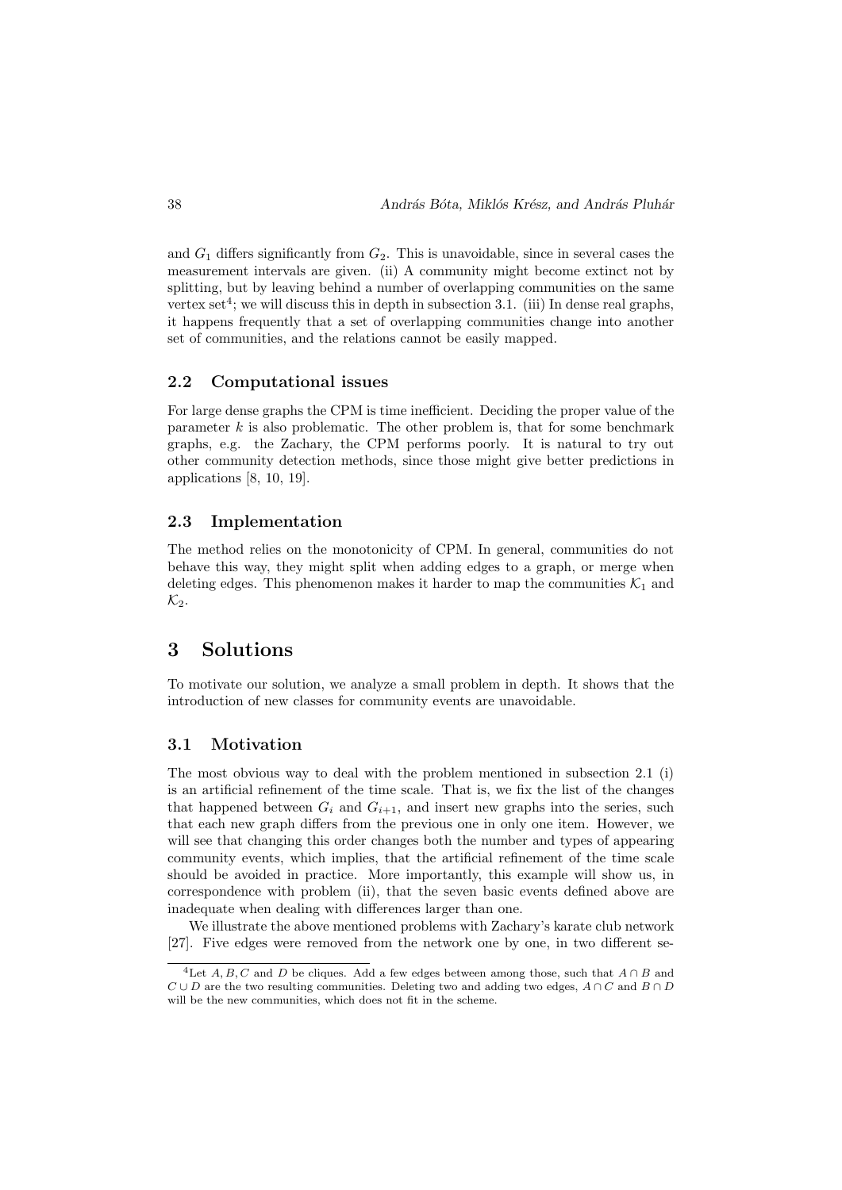and $G_1$ differs significantly from $G_2$. This is unavoidable, since in several cases the measurement intervals are given. (ii) A community might become extinct not by splitting, but by leaving behind a number of overlapping communities on the same vertex set[4]; we will discuss this in depth in subsection 3.1. (iii) In dense real graphs, it happens frequently that a set of overlapping communities change into another set of communities, and the relations cannot be easily mapped.

### 2.2 Computational issues

For large dense graphs the CPM is time inefficient. Deciding the proper value of the parameter $k$ is also problematic. The other problem is, that for some benchmark graphs, e.g. the Zachary, the CPM performs poorly. It is natural to try out other community detection methods, since those might give better predictions in applications [8, 10, 19].

### 2.3 Implementation

The method relies on the monotonicity of CPM. In general, communities do not behave this way, they might split when adding edges to a graph, or merge when deleting edges. This phenomenon makes it harder to map the communities $\mathcal{K}_1$ and $\mathcal{K}_2$.

## 3 Solutions

To motivate our solution, we analyze a small problem in depth. It shows that the introduction of new classes for community events are unavoidable.

### 3.1 Motivation

The most obvious way to deal with the problem mentioned in subsection 2.1 (i) is an artificial refinement of the time scale. That is, we fix the list of the changes that happened between $G_i$ and $G_{i+1}$, and insert new graphs into the series, such that each new graph differs from the previous one in only one item. However, we will see that changing this order changes both the number and types of appearing community events, which implies, that the artificial refinement of the time scale should be avoided in practice. More importantly, this example will show us, in correspondence with problem (ii), that the seven basic events defined above are inadequate when dealing with differences larger than one.

We illustrate the above mentioned problems with Zachary's karate club network [27]. Five edges were removed from the network one by one, in two different se-

[4] Let $A, B, C$ and $D$ be cliques. Add a few edges between among those, such that $A \cap B$ and $C \cup D$ are the two resulting communities. Deleting two and adding two edges, $A \cap C$ and $B \cap D$ will be the new communities, which does not fit in the scheme.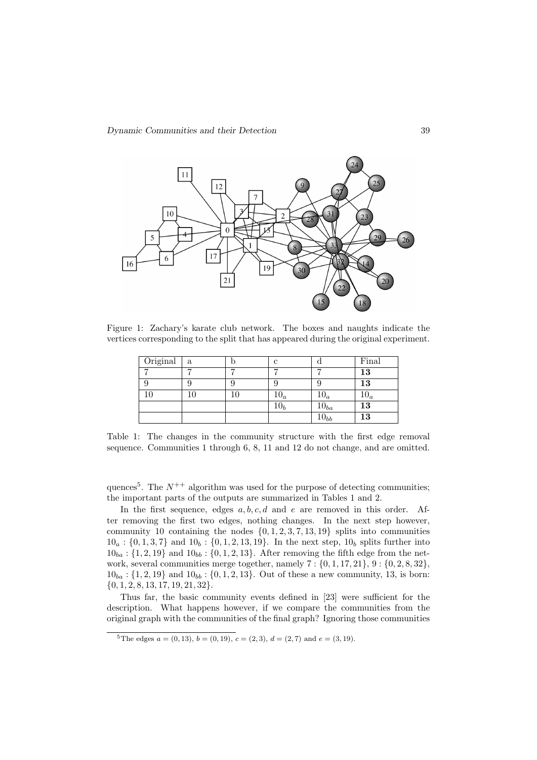Figure 1: Zachary's karate club network. The boxes and naughts indicate the vertices corresponding to the split that has appeared during the original experiment.

| Original | a | b | c | d | Final |
|---|---|---|---|---|---|
| 7 | 7 | 7 | 7 | 7 | **13** |
| 9 | 9 | 9 | 9 | 9 | **13** |
| 10 | 10 | 10 | $10_a$ | $10_a$ | $10_a$ |
| | | | $10_b$ | $10_{ba}$ | **13** |
| | | | | $10_{bb}$ | **13** |

Table 1: The changes in the community structure with the first edge removal sequence. Communities 1 through 6, 8, 11 and 12 do not change, and are omitted.

quences[5]. The $N^{++}$ algorithm was used for the purpose of detecting communities; the important parts of the outputs are summarized in Tables 1 and 2.

In the first sequence, edges $a, b, c, d$ and $e$ are removed in this order. After removing the first two edges, nothing changes. In the next step however, community 10 containing the nodes $\{0, 1, 2, 3, 7, 13, 19\}$ splits into communities $10_a : \{0, 1, 3, 7\}$ and $10_b : \{0, 1, 2, 13, 19\}$. In the next step, $10_b$ splits further into $10_{ba} : \{1, 2, 19\}$ and $10_{bb} : \{0, 1, 2, 13\}$. After removing the fifth edge from the network, several communities merge together, namely $7 : \{0, 1, 17, 21\}$, $9 : \{0, 2, 8, 32\}$, $10_{ba} : \{1, 2, 19\}$ and $10_{bb} : \{0, 1, 2, 13\}$. Out of these a new community, 13, is born: $\{0, 1, 2, 8, 13, 17, 19, 21, 32\}$.

Thus far, the basic community events defined in [23] were sufficient for the description. What happens however, if we compare the communities from the original graph with the communities of the final graph? Ignoring those communities

[5] The edges $a = (0, 13)$, $b = (0, 19)$, $c = (2, 3)$, $d = (2, 7)$ and $e = (3, 19)$.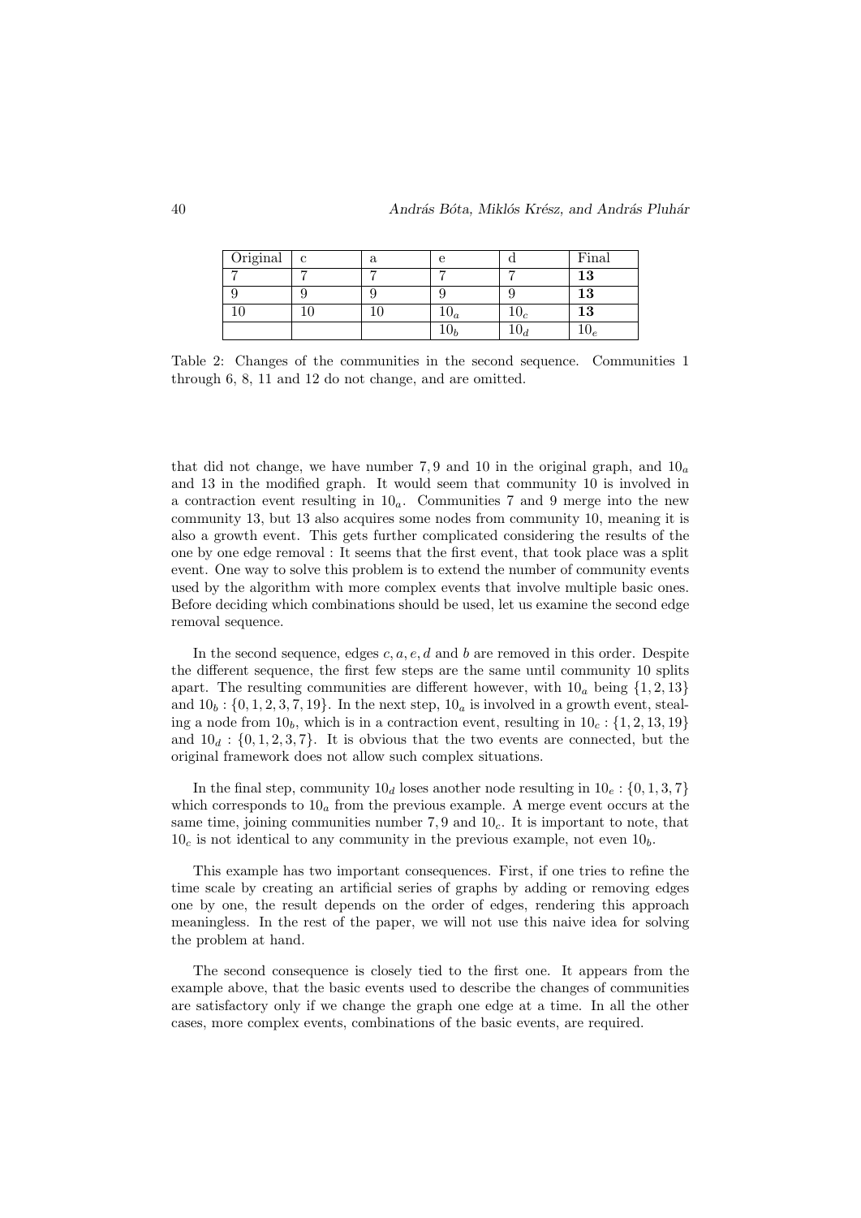| Original | c | a | e | d | Final |
|---|---|---|---|---|---|
| 7 | 7 | 7 | 7 | 7 | **13** |
| 9 | 9 | 9 | 9 | 9 | **13** |
| 10 | 10 | 10 | $10_a$ | $10_c$ | **13** |
| | | | $10_b$ | $10_d$ | $10_e$ |

Table 2: Changes of the communities in the second sequence. Communities 1 through 6, 8, 11 and 12 do not change, and are omitted.

that did not change, we have number 7, 9 and 10 in the original graph, and $10_a$ and 13 in the modified graph. It would seem that community 10 is involved in a contraction event resulting in $10_a$. Communities 7 and 9 merge into the new community 13, but 13 also acquires some nodes from community 10, meaning it is also a growth event. This gets further complicated considering the results of the one by one edge removal : It seems that the first event, that took place was a split event. One way to solve this problem is to extend the number of community events used by the algorithm with more complex events that involve multiple basic ones. Before deciding which combinations should be used, let us examine the second edge removal sequence.

In the second sequence, edges $c, a, e, d$ and $b$ are removed in this order. Despite the different sequence, the first few steps are the same until community 10 splits apart. The resulting communities are different however, with $10_a$ being $\{1, 2, 13\}$ and $10_b : \{0, 1, 2, 3, 7, 19\}$. In the next step, $10_a$ is involved in a growth event, stealing a node from $10_b$, which is in a contraction event, resulting in $10_c : \{1, 2, 13, 19\}$ and $10_d : \{0, 1, 2, 3, 7\}$. It is obvious that the two events are connected, but the original framework does not allow such complex situations.

In the final step, community $10_d$ loses another node resulting in $10_e : \{0, 1, 3, 7\}$ which corresponds to $10_a$ from the previous example. A merge event occurs at the same time, joining communities number 7, 9 and $10_c$. It is important to note, that $10_c$ is not identical to any community in the previous example, not even $10_b$.

This example has two important consequences. First, if one tries to refine the time scale by creating an artificial series of graphs by adding or removing edges one by one, the result depends on the order of edges, rendering this approach meaningless. In the rest of the paper, we will not use this naive idea for solving the problem at hand.

The second consequence is closely tied to the first one. It appears from the example above, that the basic events used to describe the changes of communities are satisfactory only if we change the graph one edge at a time. In all the other cases, more complex events, combinations of the basic events, are required.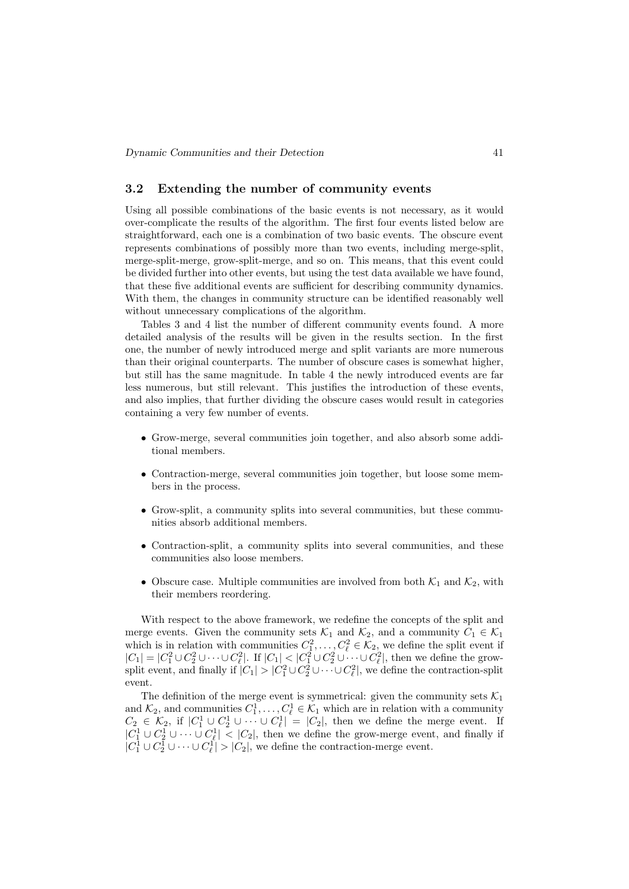### 3.2 Extending the number of community events

Using all possible combinations of the basic events is not necessary, as it would over-complicate the results of the algorithm. The first four events listed below are straightforward, each one is a combination of two basic events. The obscure event represents combinations of possibly more than two events, including merge-split, merge-split-merge, grow-split-merge, and so on. This means, that this event could be divided further into other events, but using the test data available we have found, that these five additional events are sufficient for describing community dynamics. With them, the changes in community structure can be identified reasonably well without unnecessary complications of the algorithm.

Tables 3 and 4 list the number of different community events found. A more detailed analysis of the results will be given in the results section. In the first one, the number of newly introduced merge and split variants are more numerous than their original counterparts. The number of obscure cases is somewhat higher, but still has the same magnitude. In table 4 the newly introduced events are far less numerous, but still relevant. This justifies the introduction of these events, and also implies, that further dividing the obscure cases would result in categories containing a very few number of events.

- Grow-merge, several communities join together, and also absorb some additional members.
- Contraction-merge, several communities join together, but loose some members in the process.
- Grow-split, a community splits into several communities, but these communities absorb additional members.
- Contraction-split, a community splits into several communities, and these communities also loose members.
- Obscure case. Multiple communities are involved from both $\mathcal{K}_1$ and $\mathcal{K}_2$, with their members reordering.

With respect to the above framework, we redefine the concepts of the split and merge events. Given the community sets $\mathcal{K}_1$ and $\mathcal{K}_2$, and a community $C_1 \in \mathcal{K}_1$ which is in relation with communities $C_1^2, \ldots, C_\ell^2 \in \mathcal{K}_2$, we define the split event if $|C_1| = |C_1^2 \cup C_2^2 \cup \cdots \cup C_\ell^2|$. If $|C_1| < |C_1^2 \cup C_2^2 \cup \cdots \cup C_\ell^2|$, then we define the grow-split event, and finally if $|C_1| > |C_1^2 \cup C_2^2 \cup \cdots \cup C_\ell^2|$, we define the contraction-split event.

The definition of the merge event is symmetrical: given the community sets $\mathcal{K}_1$ and $\mathcal{K}_2$, and communities $C_1^1, \ldots, C_\ell^1 \in \mathcal{K}_1$ which are in relation with a community $C_2 \in \mathcal{K}_2$, if $|C_1^1 \cup C_2^1 \cup \cdots \cup C_\ell^1| = |C_2|$, then we define the merge event. If $|C_1^1 \cup C_2^1 \cup \cdots \cup C_\ell^1| < |C_2|$, then we define the grow-merge event, and finally if $|C_1^1 \cup C_2^1 \cup \cdots \cup C_\ell^1| > |C_2|$, we define the contraction-merge event.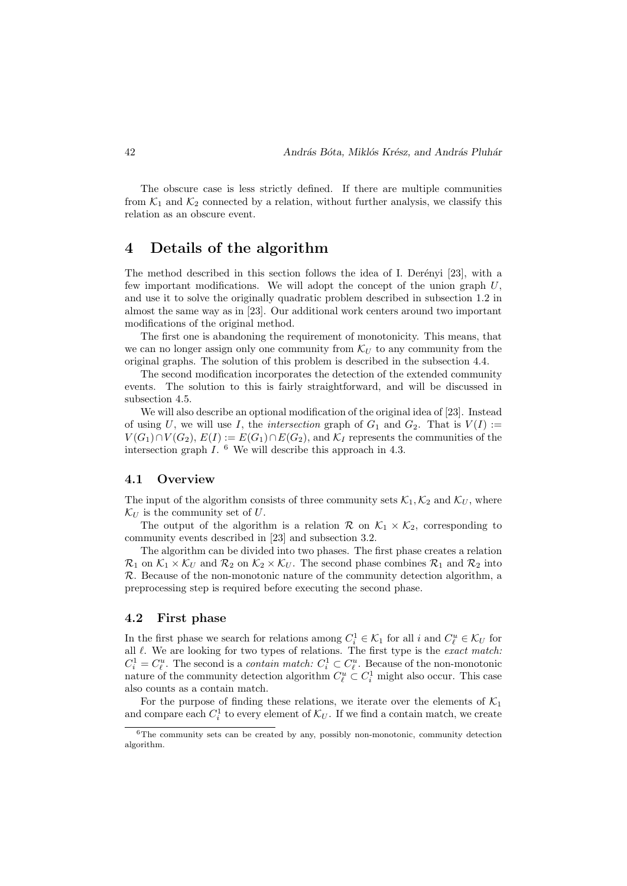The obscure case is less strictly defined. If there are multiple communities from $\mathcal{K}_1$ and $\mathcal{K}_2$ connected by a relation, without further analysis, we classify this relation as an obscure event.

## 4 Details of the algorithm

The method described in this section follows the idea of I. Derényi [23], with a few important modifications. We will adopt the concept of the union graph $U$, and use it to solve the originally quadratic problem described in subsection 1.2 in almost the same way as in [23]. Our additional work centers around two important modifications of the original method.

The first one is abandoning the requirement of monotonicity. This means, that we can no longer assign only one community from $\mathcal{K}_U$ to any community from the original graphs. The solution of this problem is described in the subsection 4.4.

The second modification incorporates the detection of the extended community events. The solution to this is fairly straightforward, and will be discussed in subsection 4.5.

We will also describe an optional modification of the original idea of [23]. Instead of using $U$, we will use $I$, the *intersection* graph of $G_1$ and $G_2$. That is $V(I) := V(G_1) \cap V(G_2)$, $E(I) := E(G_1) \cap E(G_2)$, and $\mathcal{K}_I$ represents the communities of the intersection graph $I$. [6] We will describe this approach in 4.3.

### 4.1 Overview

The input of the algorithm consists of three community sets $\mathcal{K}_1, \mathcal{K}_2$ and $\mathcal{K}_U$, where $\mathcal{K}_U$ is the community set of $U$.

The output of the algorithm is a relation $\mathcal{R}$ on $\mathcal{K}_1 \times \mathcal{K}_2$, corresponding to community events described in [23] and subsection 3.2.

The algorithm can be divided into two phases. The first phase creates a relation $\mathcal{R}_1$ on $\mathcal{K}_1 \times \mathcal{K}_U$ and $\mathcal{R}_2$ on $\mathcal{K}_2 \times \mathcal{K}_U$. The second phase combines $\mathcal{R}_1$ and $\mathcal{R}_2$ into $\mathcal{R}$. Because of the non-monotonic nature of the community detection algorithm, a preprocessing step is required before executing the second phase.

### 4.2 First phase

In the first phase we search for relations among $C_i^1 \in \mathcal{K}_1$ for all $i$ and $C_\ell^u \in \mathcal{K}_U$ for all $\ell$. We are looking for two types of relations. The first type is the *exact match:* $C_i^1 = C_\ell^u$. The second is a *contain match:* $C_i^1 \subset C_\ell^u$. Because of the non-monotonic nature of the community detection algorithm $C_\ell^u \subset C_i^1$ might also occur. This case also counts as a contain match.

For the purpose of finding these relations, we iterate over the elements of $\mathcal{K}_1$ and compare each $C_i^1$ to every element of $\mathcal{K}_U$. If we find a contain match, we create

[6] The community sets can be created by any, possibly non-monotonic, community detection algorithm.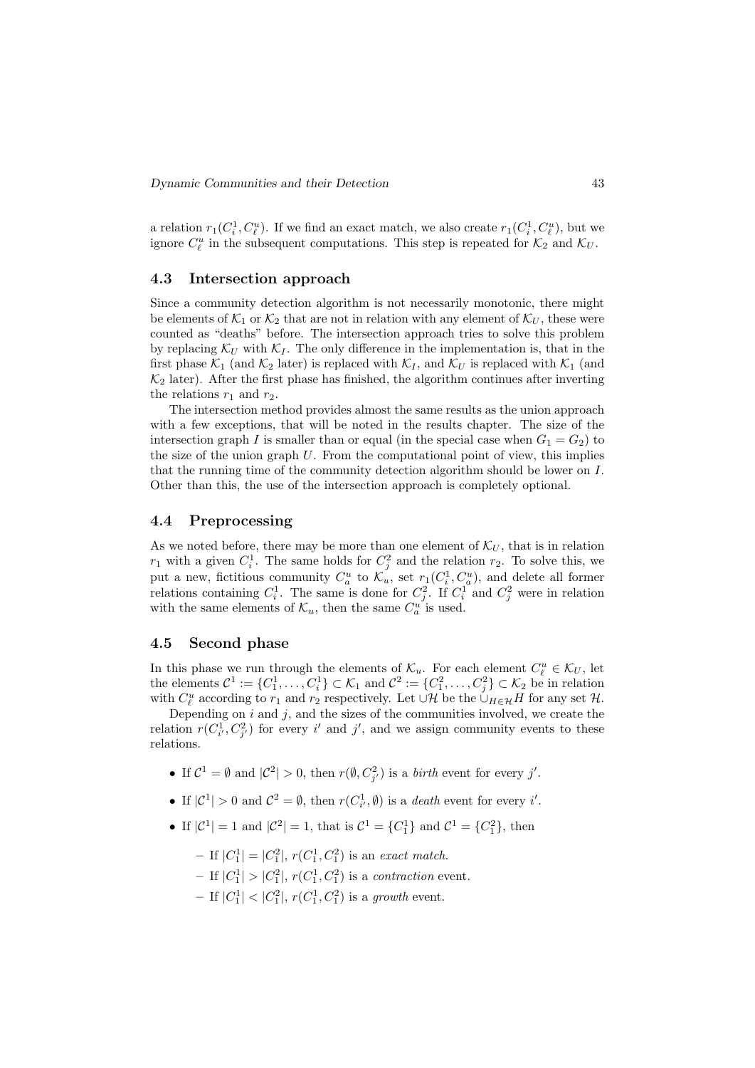a relation $r_1(C_i^1, C_\ell^u)$. If we find an exact match, we also create $r_1(C_i^1, C_\ell^u)$, but we ignore $C_\ell^u$ in the subsequent computations. This step is repeated for $\mathcal{K}_2$ and $\mathcal{K}_U$.

### 4.3 Intersection approach

Since a community detection algorithm is not necessarily monotonic, there might be elements of $\mathcal{K}_1$ or $\mathcal{K}_2$ that are not in relation with any element of $\mathcal{K}_U$, these were counted as "deaths" before. The intersection approach tries to solve this problem by replacing $\mathcal{K}_U$ with $\mathcal{K}_I$. The only difference in the implementation is, that in the first phase $\mathcal{K}_1$ (and $\mathcal{K}_2$ later) is replaced with $\mathcal{K}_I$, and $\mathcal{K}_U$ is replaced with $\mathcal{K}_1$ (and $\mathcal{K}_2$ later). After the first phase has finished, the algorithm continues after inverting the relations $r_1$ and $r_2$.

The intersection method provides almost the same results as the union approach with a few exceptions, that will be noted in the results chapter. The size of the intersection graph $I$ is smaller than or equal (in the special case when $G_1 = G_2$) to the size of the union graph $U$. From the computational point of view, this implies that the running time of the community detection algorithm should be lower on $I$. Other than this, the use of the intersection approach is completely optional.

### 4.4 Preprocessing

As we noted before, there may be more than one element of $\mathcal{K}_U$, that is in relation $r_1$ with a given $C_i^1$. The same holds for $C_j^2$ and the relation $r_2$. To solve this, we put a new, fictitious community $C_a^u$ to $\mathcal{K}_u$, set $r_1(C_i^1, C_a^u)$, and delete all former relations containing $C_i^1$. The same is done for $C_j^2$. If $C_i^1$ and $C_j^2$ were in relation with the same elements of $\mathcal{K}_u$, then the same $C_a^u$ is used.

### 4.5 Second phase

In this phase we run through the elements of $\mathcal{K}_u$. For each element $C_\ell^u \in \mathcal{K}_U$, let the elements $\mathcal{C}^1 := \{C_1^1, \ldots, C_i^1\} \subset \mathcal{K}_1$ and $\mathcal{C}^2 := \{C_1^2, \ldots, C_j^2\} \subset \mathcal{K}_2$ be in relation with $C_\ell^u$ according to $r_1$ and $r_2$ respectively. Let $\cup\mathcal{H}$ be the $\cup_{H \in \mathcal{H}} H$ for any set $\mathcal{H}$.

Depending on $i$ and $j$, and the sizes of the communities involved, we create the relation $r(C_{i'}^1, C_{j'}^2)$ for every $i'$ and $j'$, and we assign community events to these relations.

- If $\mathcal{C}^1 = \emptyset$ and $|\mathcal{C}^2| > 0$, then $r(\emptyset, C_{j'}^2)$ is a *birth* event for every $j'$.
- If $|\mathcal{C}^1| > 0$ and $\mathcal{C}^2 = \emptyset$, then $r(C_{i'}^1, \emptyset)$ is a *death* event for every $i'$.
- If $|\mathcal{C}^1| = 1$ and $|\mathcal{C}^2| = 1$, that is $\mathcal{C}^1 = \{C_1^1\}$ and $\mathcal{C}^1 = \{C_1^2\}$, then
  - If $|C_1^1| = |C_1^2|$, $r(C_1^1, C_1^2)$ is an *exact match*.
  - If $|C_1^1| > |C_1^2|$, $r(C_1^1, C_1^2)$ is a *contraction* event.
  - If $|C_1^1| < |C_1^2|$, $r(C_1^1, C_1^2)$ is a *growth* event.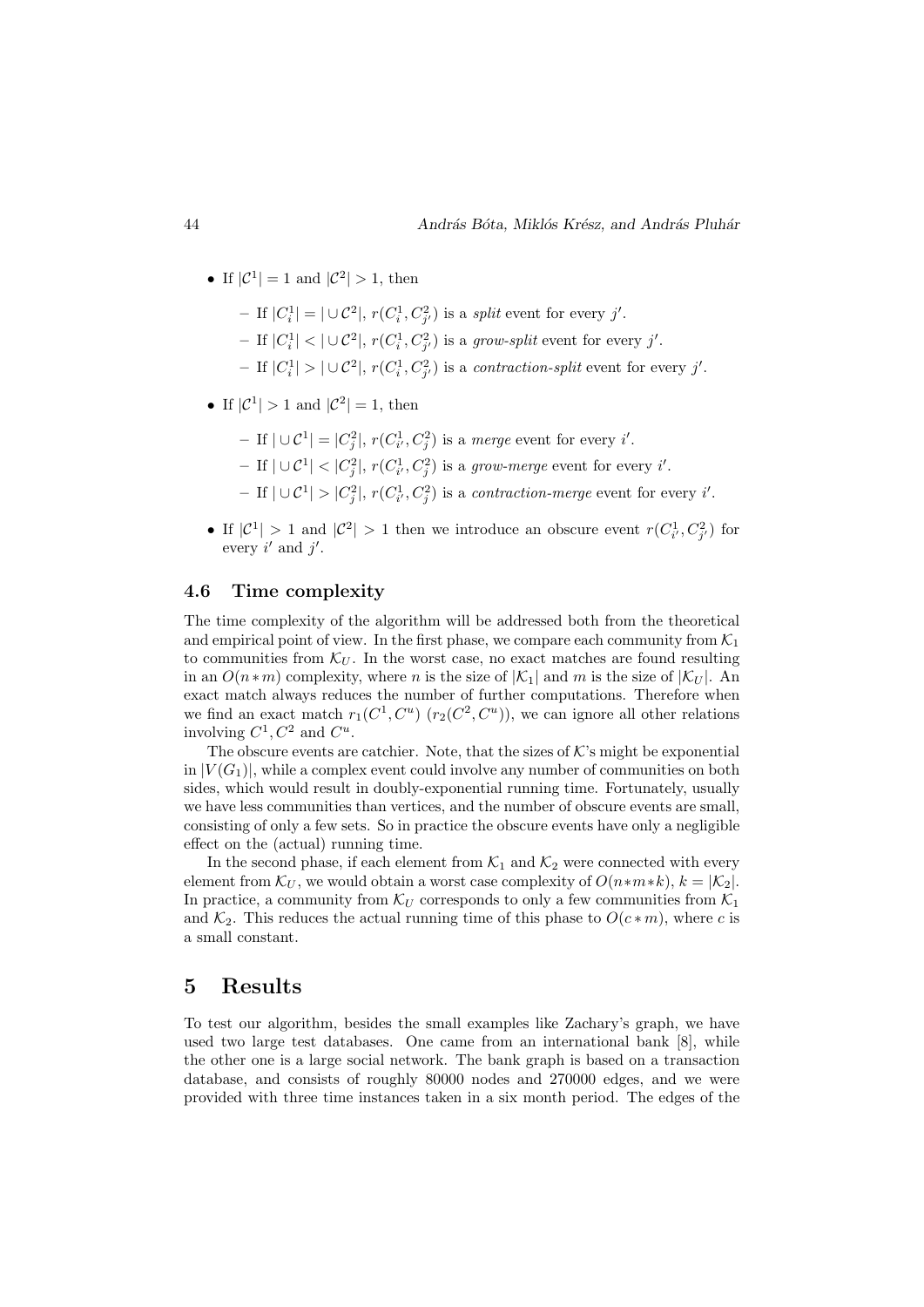- If $|\mathcal{C}^1| = 1$ and $|\mathcal{C}^2| > 1$, then
  - If $|C_i^1| = |\cup \mathcal{C}^2|$, $r(C_i^1, C_{j'}^2)$ is a *split* event for every $j'$.
  - If $|C_i^1| < |\cup \mathcal{C}^2|$, $r(C_i^1, C_{j'}^2)$ is a *grow-split* event for every $j'$.
  - If $|C_i^1| > |\cup \mathcal{C}^2|$, $r(C_i^1, C_{j'}^2)$ is a *contraction-split* event for every $j'$.
- If $|\mathcal{C}^1| > 1$ and $|\mathcal{C}^2| = 1$, then
  - If $|\cup \mathcal{C}^1| = |C_j^2|$, $r(C_{i'}^1, C_j^2)$ is a *merge* event for every $i'$.
  - If $|\cup \mathcal{C}^1| < |C_j^2|$, $r(C_{i'}^1, C_j^2)$ is a *grow-merge* event for every $i'$.
  - If $|\cup \mathcal{C}^1| > |C_j^2|$, $r(C_{i'}^1, C_j^2)$ is a *contraction-merge* event for every $i'$.
- If $|\mathcal{C}^1| > 1$ and $|\mathcal{C}^2| > 1$ then we introduce an obscure event $r(C_{i'}^1, C_{j'}^2)$ for every $i'$ and $j'$.

### 4.6 Time complexity

The time complexity of the algorithm will be addressed both from the theoretical and empirical point of view. In the first phase, we compare each community from $\mathcal{K}_1$ to communities from $\mathcal{K}_U$. In the worst case, no exact matches are found resulting in an $O(n * m)$ complexity, where $n$ is the size of $|\mathcal{K}_1|$ and $m$ is the size of $|\mathcal{K}_U|$. An exact match always reduces the number of further computations. Therefore when we find an exact match $r_1(C^1, C^u)$ ($r_2(C^2, C^u)$), we can ignore all other relations involving $C^1, C^2$ and $C^u$.

The obscure events are catchier. Note, that the sizes of $\mathcal{K}$'s might be exponential in $|V(G_1)|$, while a complex event could involve any number of communities on both sides, which would result in doubly-exponential running time. Fortunately, usually we have less communities than vertices, and the number of obscure events are small, consisting of only a few sets. So in practice the obscure events have only a negligible effect on the (actual) running time.

In the second phase, if each element from $\mathcal{K}_1$ and $\mathcal{K}_2$ were connected with every element from $\mathcal{K}_U$, we would obtain a worst case complexity of $O(n*m*k)$, $k = |\mathcal{K}_2|$. In practice, a community from $\mathcal{K}_U$ corresponds to only a few communities from $\mathcal{K}_1$ and $\mathcal{K}_2$. This reduces the actual running time of this phase to $O(c * m)$, where $c$ is a small constant.

## 5 Results

To test our algorithm, besides the small examples like Zachary's graph, we have used two large test databases. One came from an international bank [8], while the other one is a large social network. The bank graph is based on a transaction database, and consists of roughly 80000 nodes and 270000 edges, and we were provided with three time instances taken in a six month period. The edges of the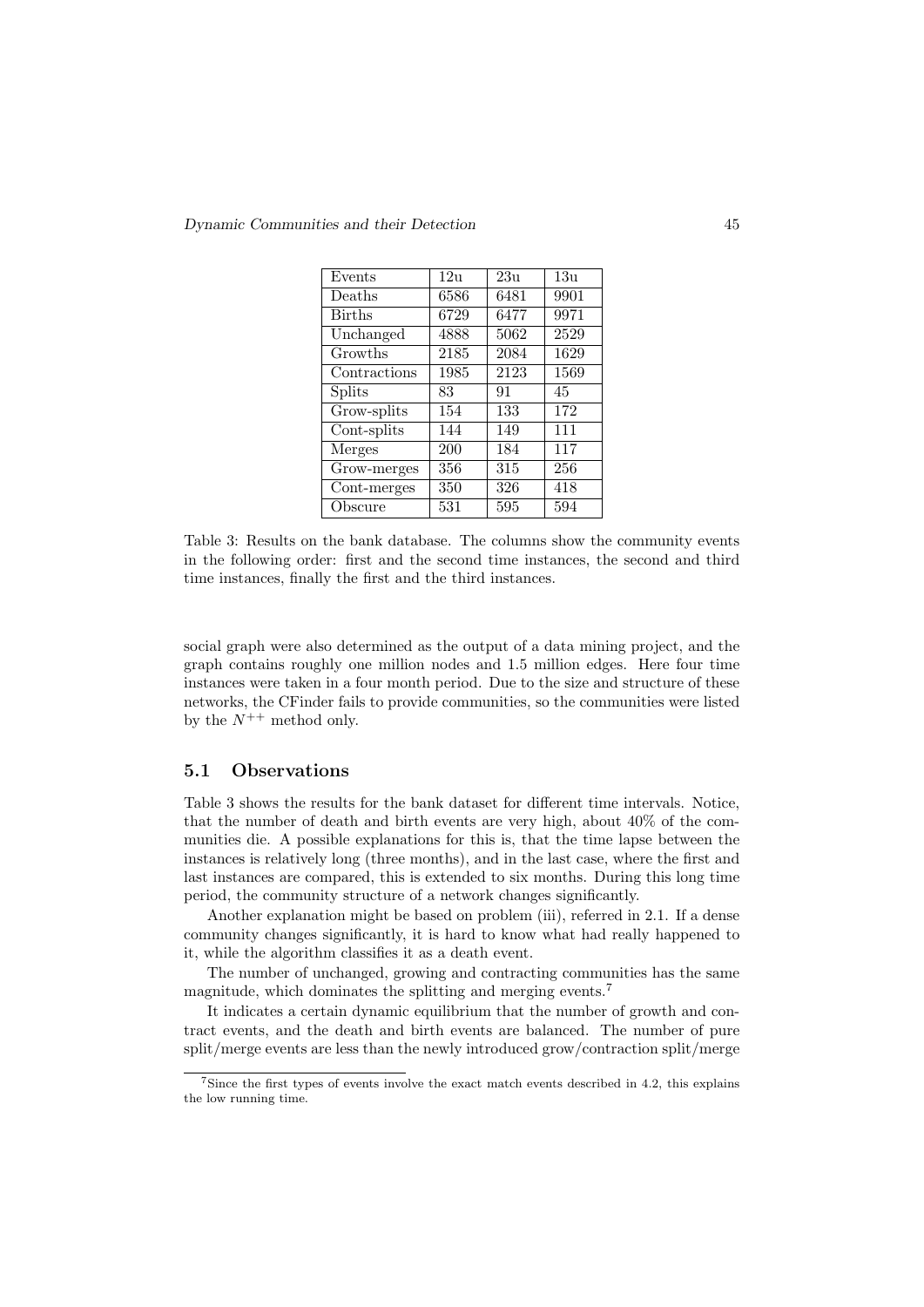| Events | 12u | 23u | 13u |
|---|---|---|---|
| Deaths | 6586 | 6481 | 9901 |
| Births | 6729 | 6477 | 9971 |
| Unchanged | 4888 | 5062 | 2529 |
| Growths | 2185 | 2084 | 1629 |
| Contractions | 1985 | 2123 | 1569 |
| Splits | 83 | 91 | 45 |
| Grow-splits | 154 | 133 | 172 |
| Cont-splits | 144 | 149 | 111 |
| Merges | 200 | 184 | 117 |
| Grow-merges | 356 | 315 | 256 |
| Cont-merges | 350 | 326 | 418 |
| Obscure | 531 | 595 | 594 |

Table 3: Results on the bank database. The columns show the community events in the following order: first and the second time instances, the second and third time instances, finally the first and the third instances.

social graph were also determined as the output of a data mining project, and the graph contains roughly one million nodes and 1.5 million edges. Here four time instances were taken in a four month period. Due to the size and structure of these networks, the CFinder fails to provide communities, so the communities were listed by the $N^{++}$ method only.

### 5.1 Observations

Table 3 shows the results for the bank dataset for different time intervals. Notice, that the number of death and birth events are very high, about 40% of the communities die. A possible explanations for this is, that the time lapse between the instances is relatively long (three months), and in the last case, where the first and last instances are compared, this is extended to six months. During this long time period, the community structure of a network changes significantly.

Another explanation might be based on problem (iii), referred in 2.1. If a dense community changes significantly, it is hard to know what had really happened to it, while the algorithm classifies it as a death event.

The number of unchanged, growing and contracting communities has the same magnitude, which dominates the splitting and merging events.[7]

It indicates a certain dynamic equilibrium that the number of growth and contract events, and the death and birth events are balanced. The number of pure split/merge events are less than the newly introduced grow/contraction split/merge

[7] Since the first types of events involve the exact match events described in 4.2, this explains the low running time.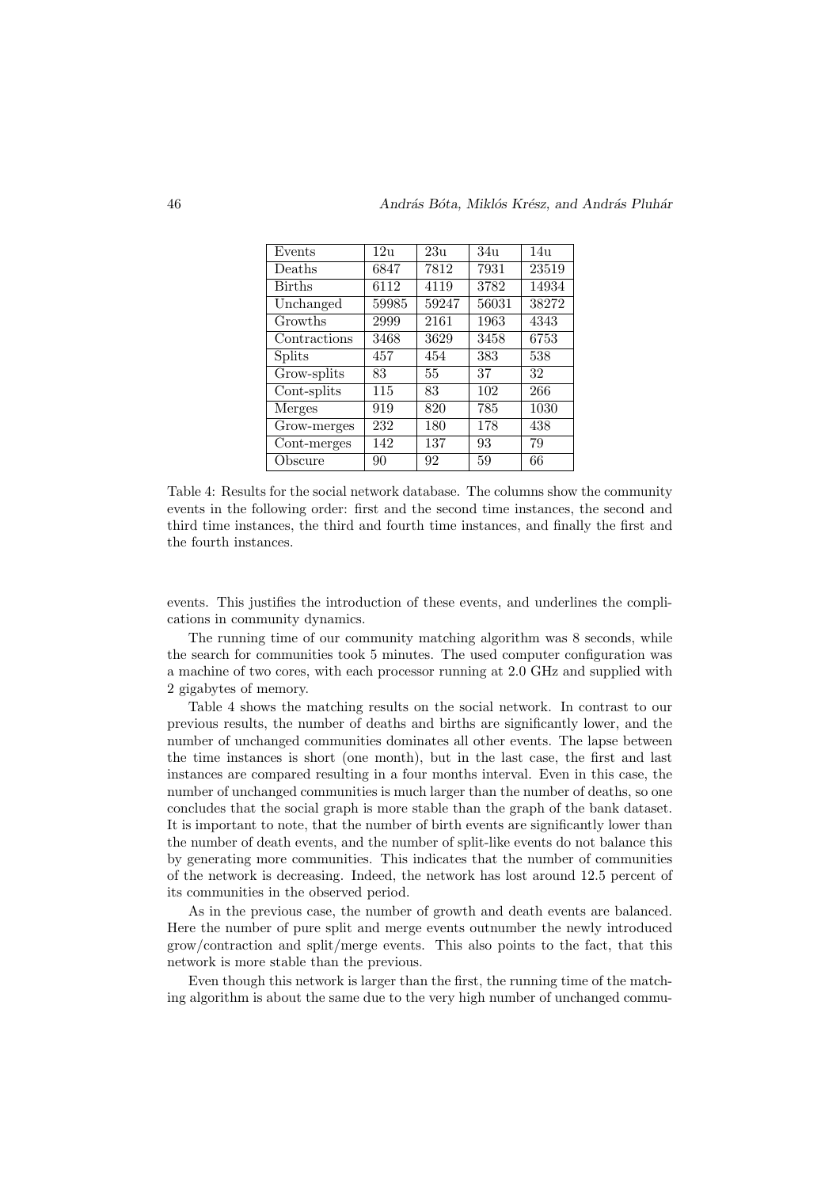| Events | 12u | 23u | 34u | 14u |
|---|---|---|---|---|
| Deaths | 6847 | 7812 | 7931 | 23519 |
| Births | 6112 | 4119 | 3782 | 14934 |
| Unchanged | 59985 | 59247 | 56031 | 38272 |
| Growths | 2999 | 2161 | 1963 | 4343 |
| Contractions | 3468 | 3629 | 3458 | 6753 |
| Splits | 457 | 454 | 383 | 538 |
| Grow-splits | 83 | 55 | 37 | 32 |
| Cont-splits | 115 | 83 | 102 | 266 |
| Merges | 919 | 820 | 785 | 1030 |
| Grow-merges | 232 | 180 | 178 | 438 |
| Cont-merges | 142 | 137 | 93 | 79 |
| Obscure | 90 | 92 | 59 | 66 |

Table 4: Results for the social network database. The columns show the community events in the following order: first and the second time instances, the second and third time instances, the third and fourth time instances, and finally the first and the fourth instances.

events. This justifies the introduction of these events, and underlines the complications in community dynamics.

The running time of our community matching algorithm was 8 seconds, while the search for communities took 5 minutes. The used computer configuration was a machine of two cores, with each processor running at 2.0 GHz and supplied with 2 gigabytes of memory.

Table 4 shows the matching results on the social network. In contrast to our previous results, the number of deaths and births are significantly lower, and the number of unchanged communities dominates all other events. The lapse between the time instances is short (one month), but in the last case, the first and last instances are compared resulting in a four months interval. Even in this case, the number of unchanged communities is much larger than the number of deaths, so one concludes that the social graph is more stable than the graph of the bank dataset. It is important to note, that the number of birth events are significantly lower than the number of death events, and the number of split-like events do not balance this by generating more communities. This indicates that the number of communities of the network is decreasing. Indeed, the network has lost around 12.5 percent of its communities in the observed period.

As in the previous case, the number of growth and death events are balanced. Here the number of pure split and merge events outnumber the newly introduced grow/contraction and split/merge events. This also points to the fact, that this network is more stable than the previous.

Even though this network is larger than the first, the running time of the matching algorithm is about the same due to the very high number of unchanged commu-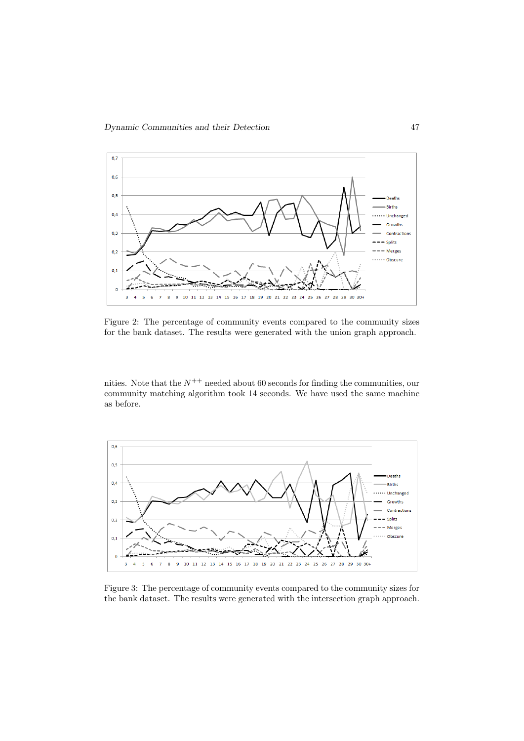Figure 2: The percentage of community events compared to the community sizes for the bank dataset. The results were generated with the union graph approach.

nities. Note that the $N^{++}$ needed about 60 seconds for finding the communities, our community matching algorithm took 14 seconds. We have used the same machine as before.

Figure 3: The percentage of community events compared to the community sizes for the bank dataset. The results were generated with the intersection graph approach.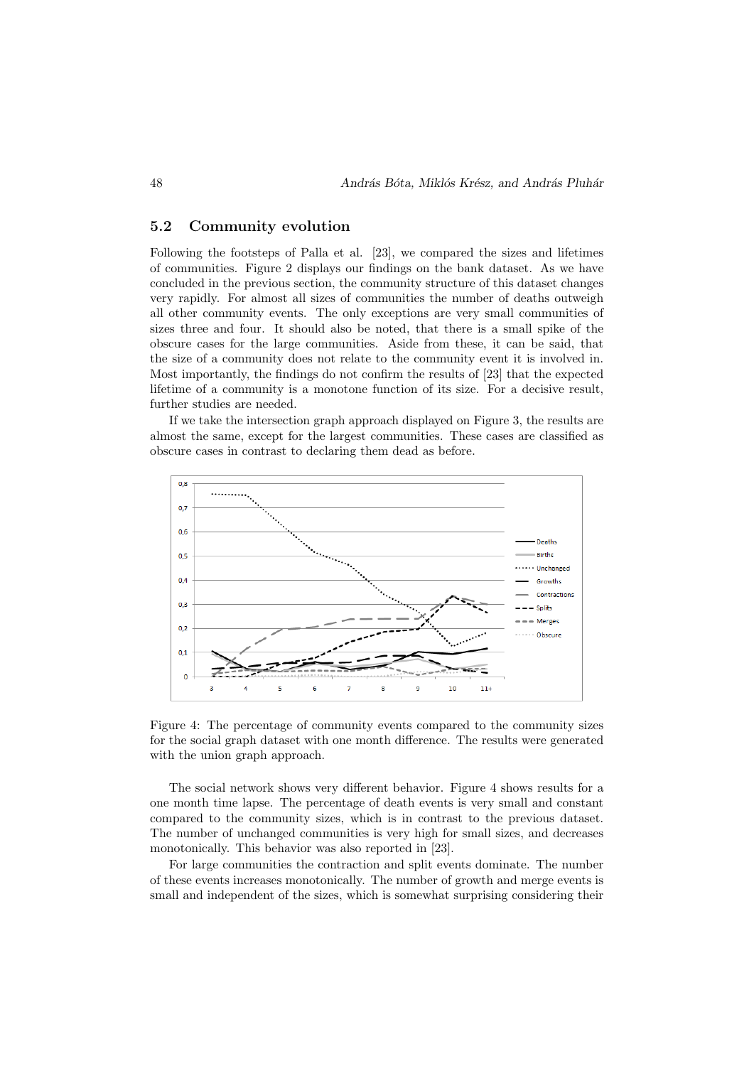## 5.2 Community evolution

Following the footsteps of Palla et al. [23], we compared the sizes and lifetimes of communities. Figure 2 displays our findings on the bank dataset. As we have concluded in the previous section, the community structure of this dataset changes very rapidly. For almost all sizes of communities the number of deaths outweigh all other community events. The only exceptions are very small communities of sizes three and four. It should also be noted, that there is a small spike of the obscure cases for the large communities. Aside from these, it can be said, that the size of a community does not relate to the community event it is involved in. Most importantly, the findings do not confirm the results of [23] that the expected lifetime of a community is a monotone function of its size. For a decisive result, further studies are needed.

If we take the intersection graph approach displayed on Figure 3, the results are almost the same, except for the largest communities. These cases are classified as obscure cases in contrast to declaring them dead as before.

Figure 4: The percentage of community events compared to the community sizes for the social graph dataset with one month difference. The results were generated with the union graph approach.

The social network shows very different behavior. Figure 4 shows results for a one month time lapse. The percentage of death events is very small and constant compared to the community sizes, which is in contrast to the previous dataset. The number of unchanged communities is very high for small sizes, and decreases monotonically. This behavior was also reported in [23].

For large communities the contraction and split events dominate. The number of these events increases monotonically. The number of growth and merge events is small and independent of the sizes, which is somewhat surprising considering their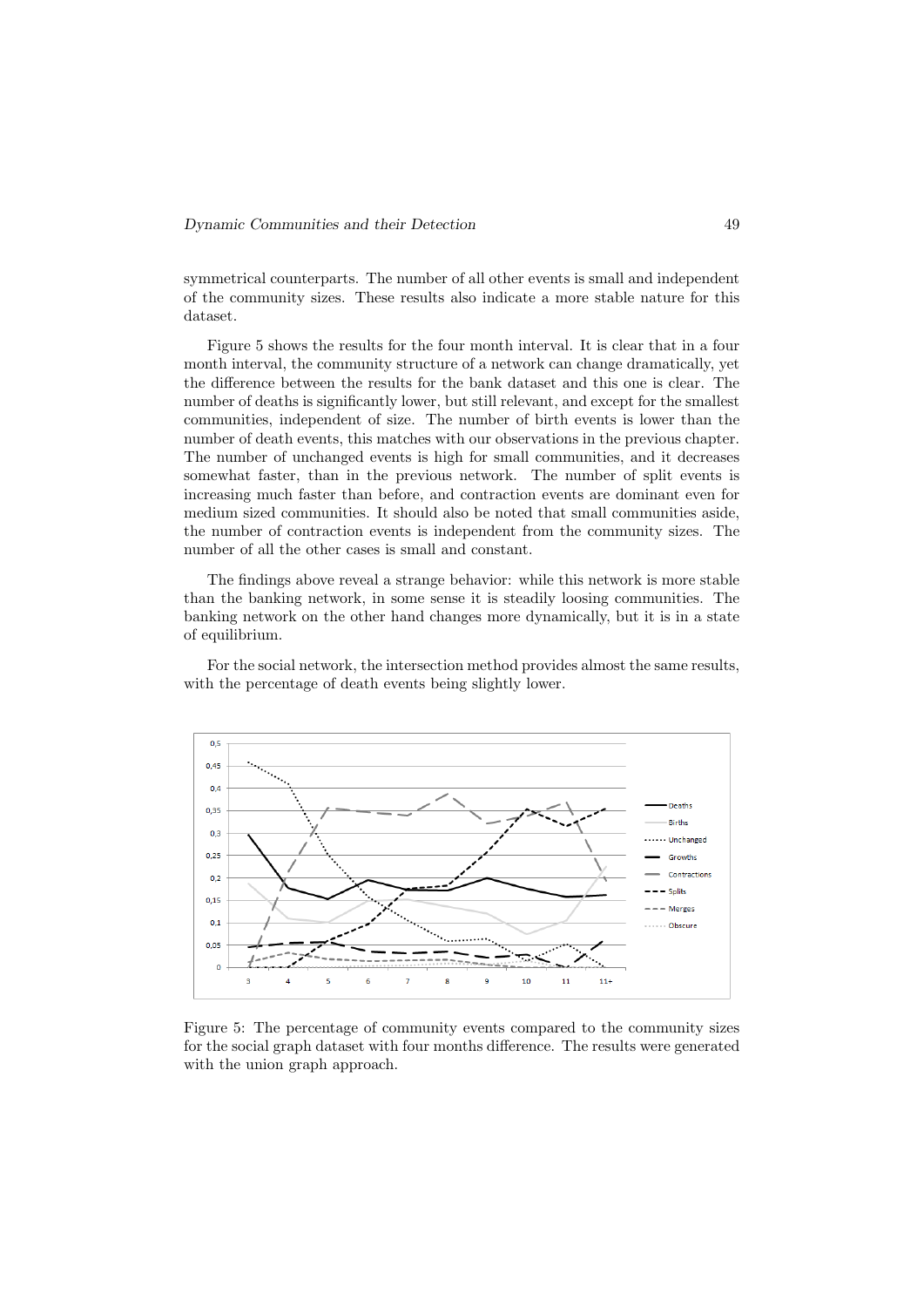symmetrical counterparts. The number of all other events is small and independent of the community sizes. These results also indicate a more stable nature for this dataset.

Figure 5 shows the results for the four month interval. It is clear that in a four month interval, the community structure of a network can change dramatically, yet the difference between the results for the bank dataset and this one is clear. The number of deaths is significantly lower, but still relevant, and except for the smallest communities, independent of size. The number of birth events is lower than the number of death events, this matches with our observations in the previous chapter. The number of unchanged events is high for small communities, and it decreases somewhat faster, than in the previous network. The number of split events is increasing much faster than before, and contraction events are dominant even for medium sized communities. It should also be noted that small communities aside, the number of contraction events is independent from the community sizes. The number of all the other cases is small and constant.

The findings above reveal a strange behavior: while this network is more stable than the banking network, in some sense it is steadily loosing communities. The banking network on the other hand changes more dynamically, but it is in a state of equilibrium.

For the social network, the intersection method provides almost the same results, with the percentage of death events being slightly lower.

Figure 5: The percentage of community events compared to the community sizes for the social graph dataset with four months difference. The results were generated with the union graph approach.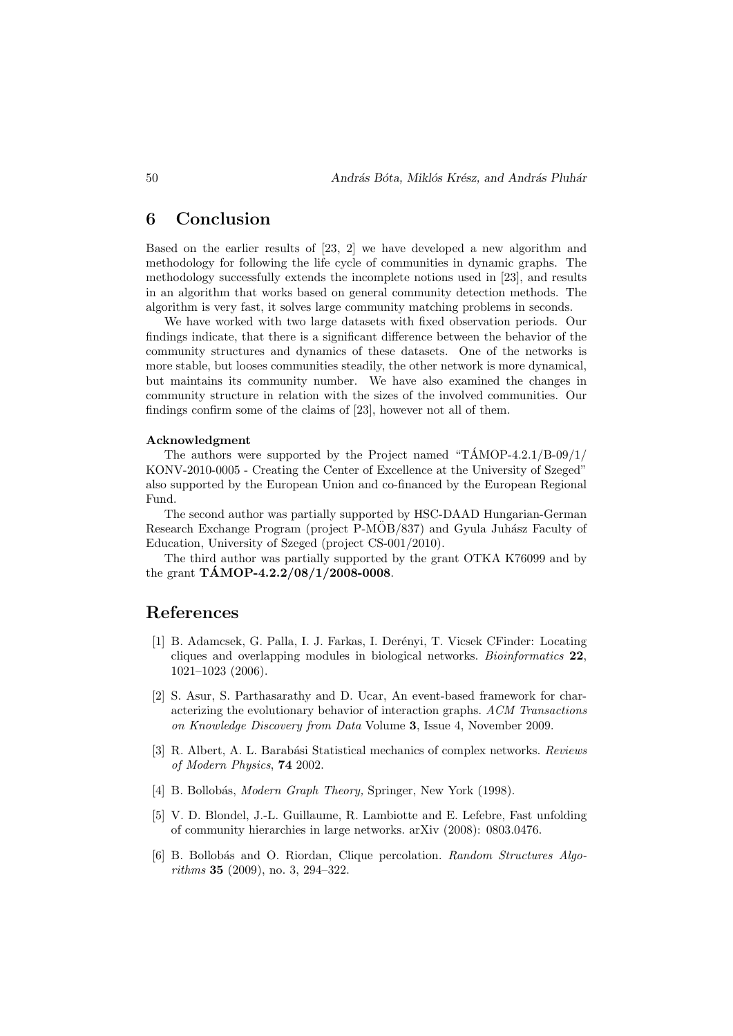## 6 Conclusion

Based on the earlier results of [23, 2] we have developed a new algorithm and methodology for following the life cycle of communities in dynamic graphs. The methodology successfully extends the incomplete notions used in [23], and results in an algorithm that works based on general community detection methods. The algorithm is very fast, it solves large community matching problems in seconds.

We have worked with two large datasets with fixed observation periods. Our findings indicate, that there is a significant difference between the behavior of the community structures and dynamics of these datasets. One of the networks is more stable, but looses communities steadily, the other network is more dynamical, but maintains its community number. We have also examined the changes in community structure in relation with the sizes of the involved communities. Our findings confirm some of the claims of [23], however not all of them.

**Acknowledgment**

The authors were supported by the Project named "TÁMOP-4.2.1/B-09/1/ KONV-2010-0005 - Creating the Center of Excellence at the University of Szeged" also supported by the European Union and co-financed by the European Regional Fund.

The second author was partially supported by HSC-DAAD Hungarian-German Research Exchange Program (project P-MÖB/837) and Gyula Juhász Faculty of Education, University of Szeged (project CS-001/2010).

The third author was partially supported by the grant OTKA K76099 and by the grant **TÁMOP-4.2.2/08/1/2008-0008**.

## References

[1] B. Adamcsek, G. Palla, I. J. Farkas, I. Derényi, T. Vicsek CFinder: Locating cliques and overlapping modules in biological networks. *Bioinformatics* **22**, 1021–1023 (2006).

[2] S. Asur, S. Parthasarathy and D. Ucar, An event-based framework for characterizing the evolutionary behavior of interaction graphs. *ACM Transactions on Knowledge Discovery from Data* Volume **3**, Issue 4, November 2009.

[3] R. Albert, A. L. Barabási Statistical mechanics of complex networks. *Reviews of Modern Physics*, **74** 2002.

[4] B. Bollobás, *Modern Graph Theory,* Springer, New York (1998).

[5] V. D. Blondel, J.-L. Guillaume, R. Lambiotte and E. Lefebre, Fast unfolding of community hierarchies in large networks. arXiv (2008): 0803.0476.

[6] B. Bollobás and O. Riordan, Clique percolation. *Random Structures Algorithms* **35** (2009), no. 3, 294–322.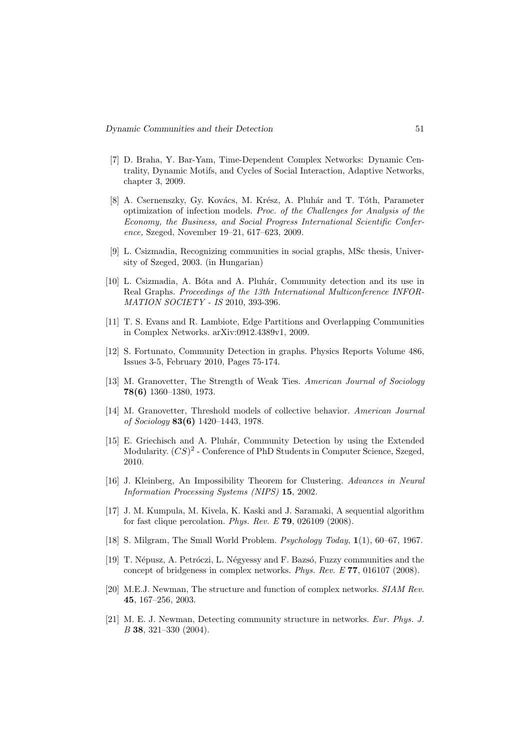[7] D. Braha, Y. Bar-Yam, Time-Dependent Complex Networks: Dynamic Centrality, Dynamic Motifs, and Cycles of Social Interaction, Adaptive Networks, chapter 3, 2009.

[8] A. Csernenszky, Gy. Kovács, M. Krész, A. Pluhár and T. Tóth, Parameter optimization of infection models. *Proc. of the Challenges for Analysis of the Economy, the Business, and Social Progress International Scientific Conference,* Szeged, November 19–21, 617–623, 2009.

[9] L. Csizmadia, Recognizing communities in social graphs, MSc thesis, University of Szeged, 2003. (in Hungarian)

[10] L. Csizmadia, A. Bóta and A. Pluhár, Community detection and its use in Real Graphs. *Proceedings of the 13th International Multiconference INFORMATION SOCIETY - IS* 2010, 393-396.

[11] T. S. Evans and R. Lambiote, Edge Partitions and Overlapping Communities in Complex Networks. arXiv:0912.4389v1, 2009.

[12] S. Fortunato, Community Detection in graphs. Physics Reports Volume 486, Issues 3-5, February 2010, Pages 75-174.

[13] M. Granovetter, The Strength of Weak Ties. *American Journal of Sociology* **78(6)** 1360–1380, 1973.

[14] M. Granovetter, Threshold models of collective behavior. *American Journal of Sociology* **83(6)** 1420–1443, 1978.

[15] E. Griechisch and A. Pluhár, Community Detection by using the Extended Modularity. $(CS)^2$ - Conference of PhD Students in Computer Science, Szeged, 2010.

[16] J. Kleinberg, An Impossibility Theorem for Clustering. *Advances in Neural Information Processing Systems (NIPS)* **15**, 2002.

[17] J. M. Kumpula, M. Kivela, K. Kaski and J. Saramaki, A sequential algorithm for fast clique percolation. *Phys. Rev. E* **79**, 026109 (2008).

[18] S. Milgram, The Small World Problem. *Psychology Today*, **1**(1), 60–67, 1967.

[19] T. Népusz, A. Petróczi, L. Négyessy and F. Bazsó, Fuzzy communities and the concept of bridgeness in complex networks. *Phys. Rev. E* **77**, 016107 (2008).

[20] M.E.J. Newman, The structure and function of complex networks. *SIAM Rev.* **45**, 167–256, 2003.

[21] M. E. J. Newman, Detecting community structure in networks. *Eur. Phys. J. B* **38**, 321–330 (2004).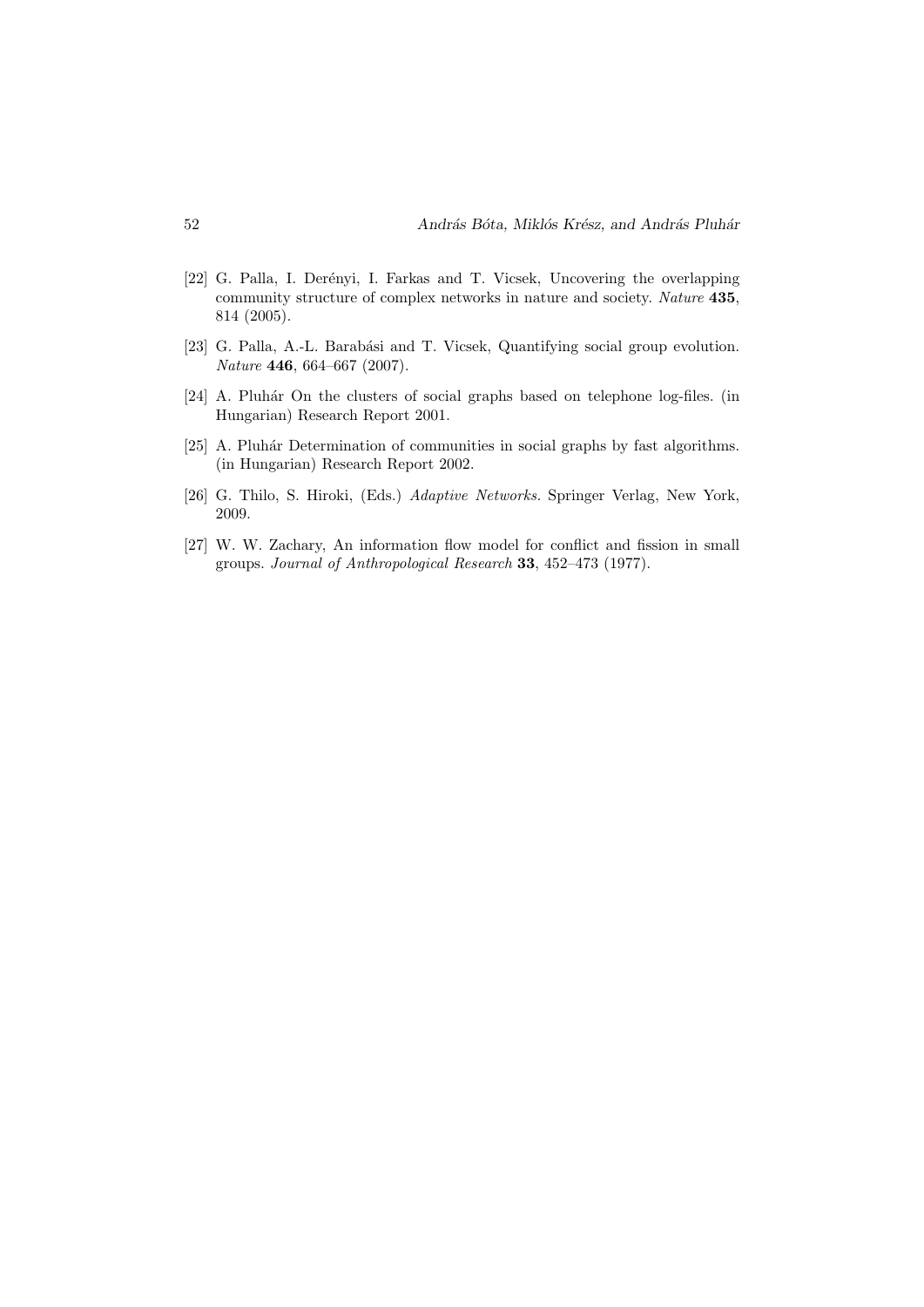[22] G. Palla, I. Derényi, I. Farkas and T. Vicsek, Uncovering the overlapping community structure of complex networks in nature and society. *Nature* **435**, 814 (2005).

[23] G. Palla, A.-L. Barabási and T. Vicsek, Quantifying social group evolution. *Nature* **446**, 664–667 (2007).

[24] A. Pluhár On the clusters of social graphs based on telephone log-files. (in Hungarian) Research Report 2001.

[25] A. Pluhár Determination of communities in social graphs by fast algorithms. (in Hungarian) Research Report 2002.

[26] G. Thilo, S. Hiroki, (Eds.) *Adaptive Networks*. Springer Verlag, New York, 2009.

[27] W. W. Zachary, An information flow model for conflict and fission in small groups. *Journal of Anthropological Research* **33**, 452–473 (1977).